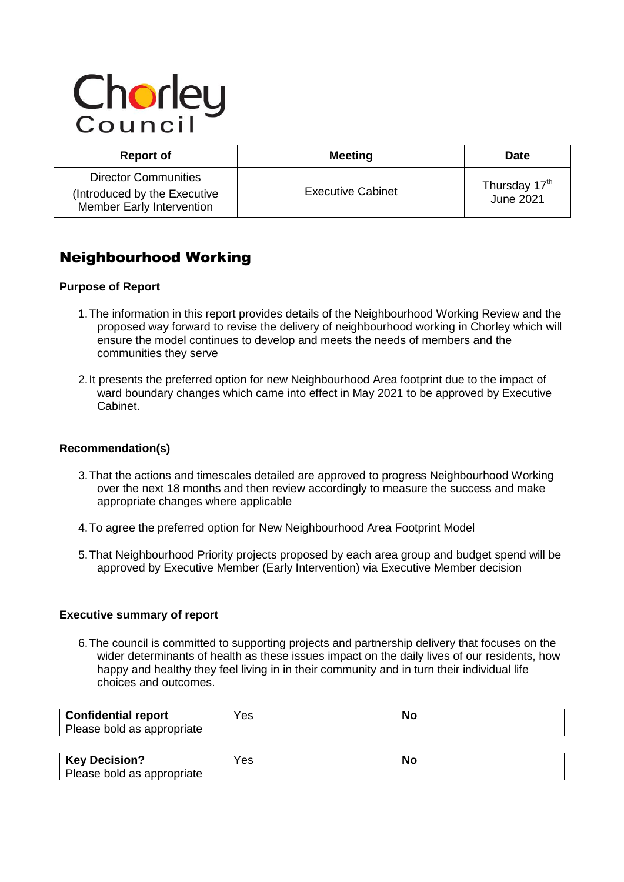Chorley Council

| Report of | Meeting | Date |
| --- | --- | --- |
| Director Communities (Introduced by the Executive Member Early Intervention | Executive Cabinet | Thursday 17th June 2021 |

# Neighbourhood Working

**Purpose of Report**

1. The information in this report provides details of the Neighbourhood Working Review and the proposed way forward to revise the delivery of neighbourhood working in Chorley which will ensure the model continues to develop and meets the needs of members and the communities they serve

2. It presents the preferred option for new Neighbourhood Area footprint due to the impact of ward boundary changes which came into effect in May 2021 to be approved by Executive Cabinet.

**Recommendation(s)**

3. That the actions and timescales detailed are approved to progress Neighbourhood Working over the next 18 months and then review accordingly to measure the success and make appropriate changes where applicable

4. To agree the preferred option for New Neighbourhood Area Footprint Model

5. That Neighbourhood Priority projects proposed by each area group and budget spend will be approved by Executive Member (Early Intervention) via Executive Member decision

**Executive summary of report**

6. The council is committed to supporting projects and partnership delivery that focuses on the wider determinants of health as these issues impact on the daily lives of our residents, how happy and healthy they feel living in in their community and in turn their individual life choices and outcomes.

| **Confidential report**<br>Please bold as appropriate | Yes | **No** |
| --- | --- | --- |

| **Key Decision?**<br>Please bold as appropriate | Yes | **No** |
| --- | --- | --- |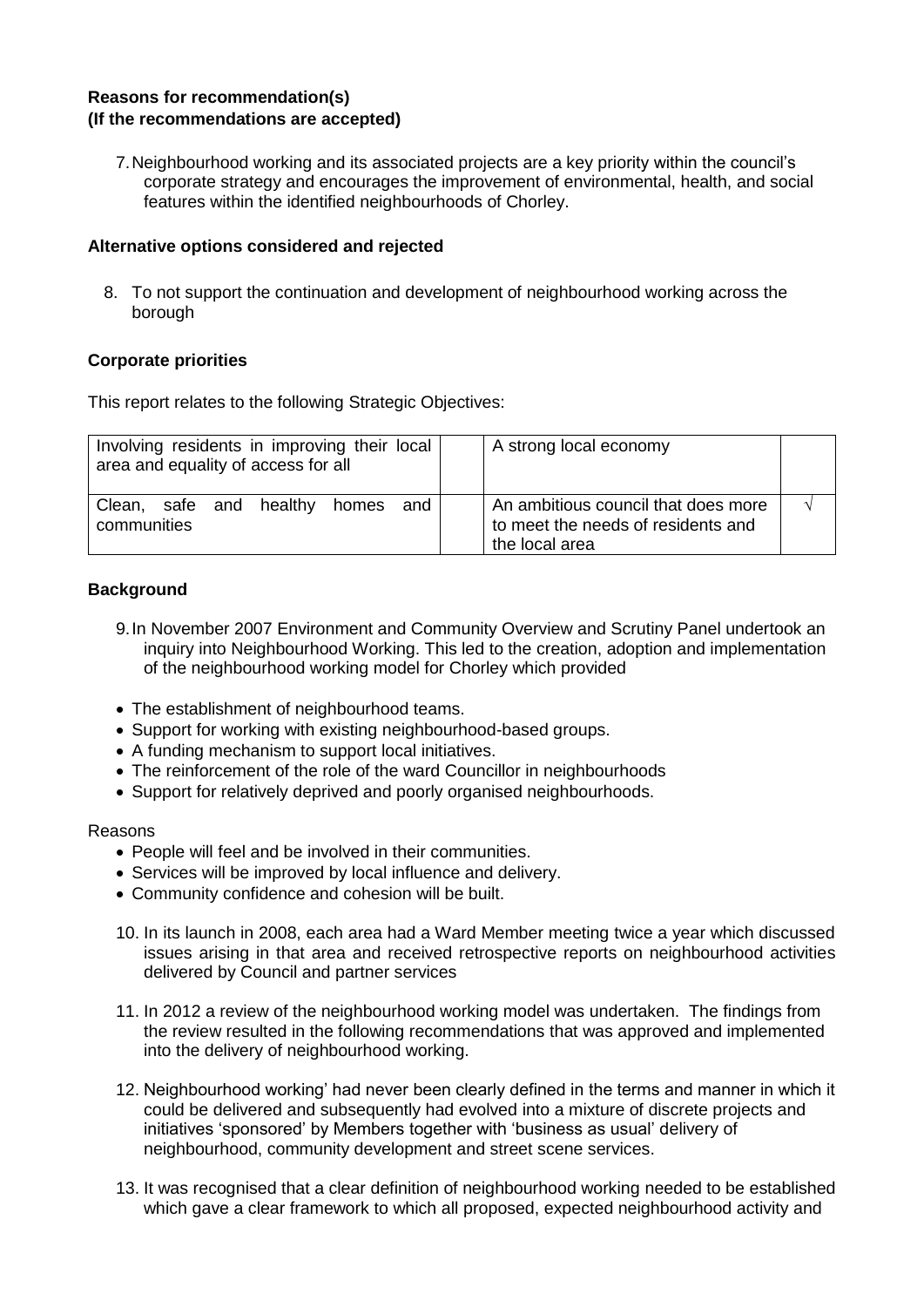**Reasons for recommendation(s)**
**(If the recommendations are accepted)**

7. Neighbourhood working and its associated projects are a key priority within the council's corporate strategy and encourages the improvement of environmental, health, and social features within the identified neighbourhoods of Chorley.

**Alternative options considered and rejected**

8. To not support the continuation and development of neighbourhood working across the borough

**Corporate priorities**

This report relates to the following Strategic Objectives:

| Involving residents in improving their local area and equality of access for all | | A strong local economy | |
|---|---|---|---|
| Clean, safe and healthy homes and communities | | An ambitious council that does more to meet the needs of residents and the local area | √ |

**Background**

9. In November 2007 Environment and Community Overview and Scrutiny Panel undertook an inquiry into Neighbourhood Working. This led to the creation, adoption and implementation of the neighbourhood working model for Chorley which provided

- The establishment of neighbourhood teams.
- Support for working with existing neighbourhood-based groups.
- A funding mechanism to support local initiatives.
- The reinforcement of the role of the ward Councillor in neighbourhoods
- Support for relatively deprived and poorly organised neighbourhoods.

Reasons

- People will feel and be involved in their communities.
- Services will be improved by local influence and delivery.
- Community confidence and cohesion will be built.

10. In its launch in 2008, each area had a Ward Member meeting twice a year which discussed issues arising in that area and received retrospective reports on neighbourhood activities delivered by Council and partner services

11. In 2012 a review of the neighbourhood working model was undertaken. The findings from the review resulted in the following recommendations that was approved and implemented into the delivery of neighbourhood working.

12. Neighbourhood working' had never been clearly defined in the terms and manner in which it could be delivered and subsequently had evolved into a mixture of discrete projects and initiatives 'sponsored' by Members together with 'business as usual' delivery of neighbourhood, community development and street scene services.

13. It was recognised that a clear definition of neighbourhood working needed to be established which gave a clear framework to which all proposed, expected neighbourhood activity and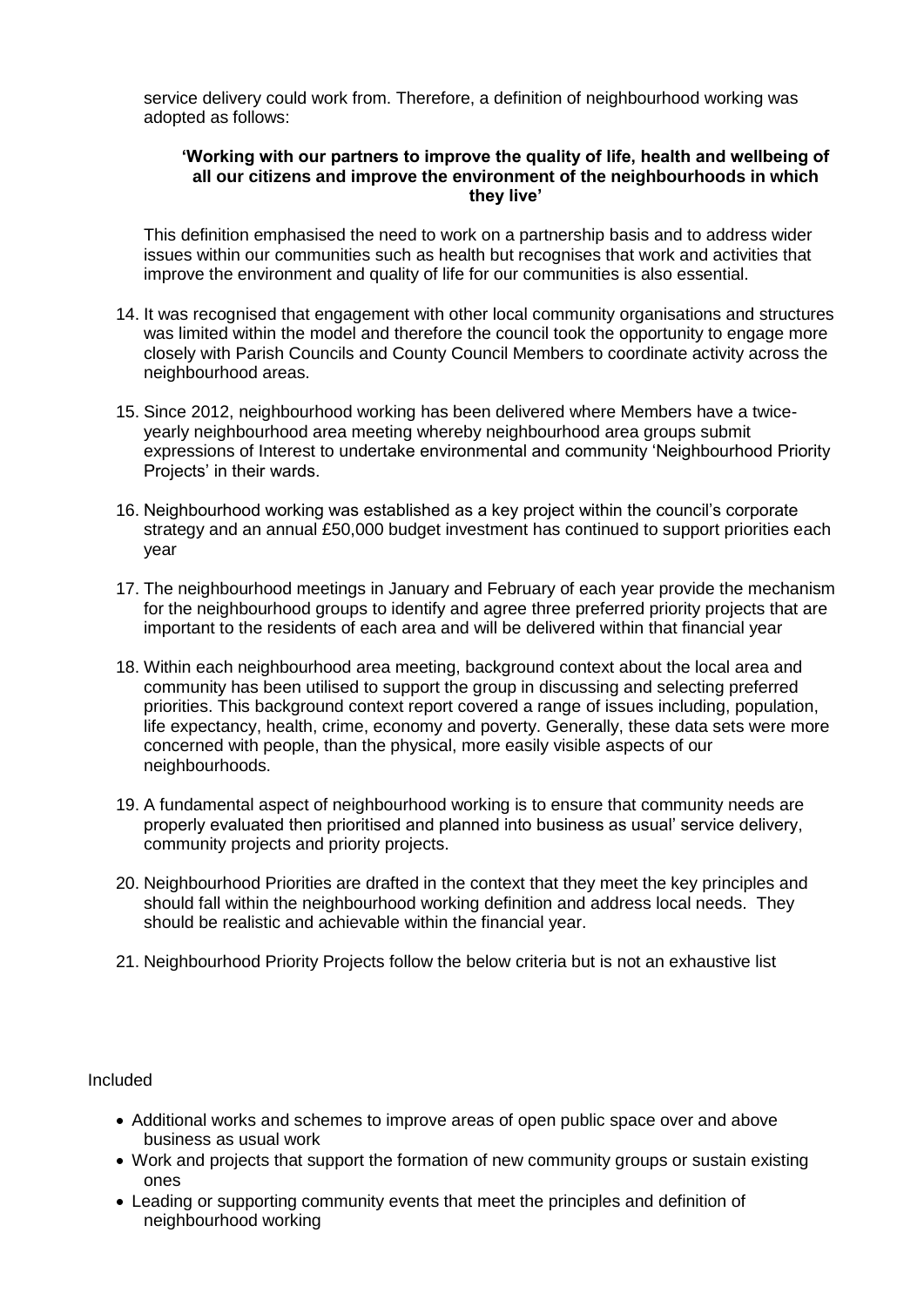service delivery could work from. Therefore, a definition of neighbourhood working was adopted as follows:

**'Working with our partners to improve the quality of life, health and wellbeing of all our citizens and improve the environment of the neighbourhoods in which they live'**

This definition emphasised the need to work on a partnership basis and to address wider issues within our communities such as health but recognises that work and activities that improve the environment and quality of life for our communities is also essential.

14. It was recognised that engagement with other local community organisations and structures was limited within the model and therefore the council took the opportunity to engage more closely with Parish Councils and County Council Members to coordinate activity across the neighbourhood areas.

15. Since 2012, neighbourhood working has been delivered where Members have a twice-yearly neighbourhood area meeting whereby neighbourhood area groups submit expressions of Interest to undertake environmental and community 'Neighbourhood Priority Projects' in their wards.

16. Neighbourhood working was established as a key project within the council's corporate strategy and an annual £50,000 budget investment has continued to support priorities each year

17. The neighbourhood meetings in January and February of each year provide the mechanism for the neighbourhood groups to identify and agree three preferred priority projects that are important to the residents of each area and will be delivered within that financial year

18. Within each neighbourhood area meeting, background context about the local area and community has been utilised to support the group in discussing and selecting preferred priorities. This background context report covered a range of issues including, population, life expectancy, health, crime, economy and poverty. Generally, these data sets were more concerned with people, than the physical, more easily visible aspects of our neighbourhoods.

19. A fundamental aspect of neighbourhood working is to ensure that community needs are properly evaluated then prioritised and planned into business as usual' service delivery, community projects and priority projects.

20. Neighbourhood Priorities are drafted in the context that they meet the key principles and should fall within the neighbourhood working definition and address local needs. They should be realistic and achievable within the financial year.

21. Neighbourhood Priority Projects follow the below criteria but is not an exhaustive list

Included

- Additional works and schemes to improve areas of open public space over and above business as usual work
- Work and projects that support the formation of new community groups or sustain existing ones
- Leading or supporting community events that meet the principles and definition of neighbourhood working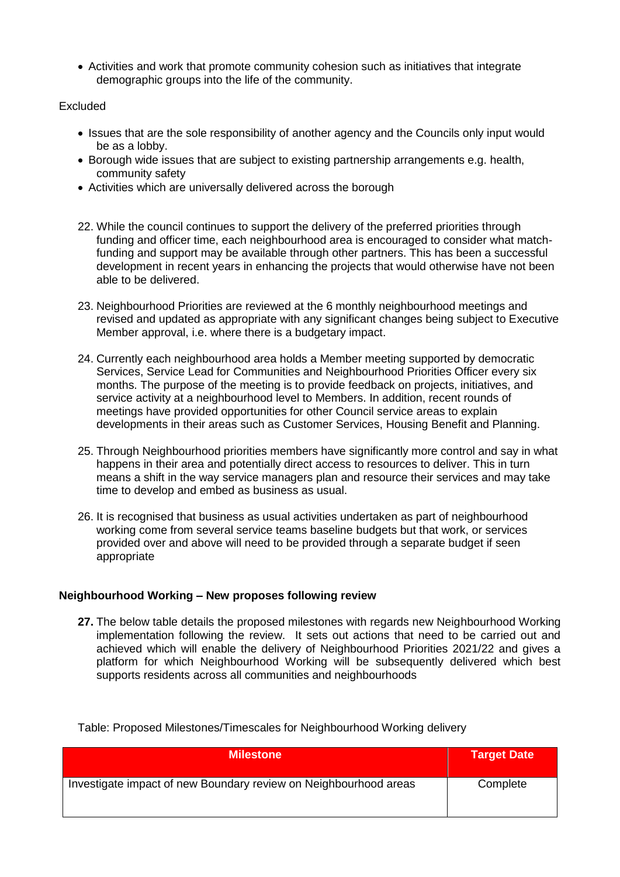- Activities and work that promote community cohesion such as initiatives that integrate demographic groups into the life of the community.

Excluded

- Issues that are the sole responsibility of another agency and the Councils only input would be as a lobby.
- Borough wide issues that are subject to existing partnership arrangements e.g. health, community safety
- Activities which are universally delivered across the borough

22. While the council continues to support the delivery of the preferred priorities through funding and officer time, each neighbourhood area is encouraged to consider what match-funding and support may be available through other partners. This has been a successful development in recent years in enhancing the projects that would otherwise have not been able to be delivered.

23. Neighbourhood Priorities are reviewed at the 6 monthly neighbourhood meetings and revised and updated as appropriate with any significant changes being subject to Executive Member approval, i.e. where there is a budgetary impact.

24. Currently each neighbourhood area holds a Member meeting supported by democratic Services, Service Lead for Communities and Neighbourhood Priorities Officer every six months. The purpose of the meeting is to provide feedback on projects, initiatives, and service activity at a neighbourhood level to Members. In addition, recent rounds of meetings have provided opportunities for other Council service areas to explain developments in their areas such as Customer Services, Housing Benefit and Planning.

25. Through Neighbourhood priorities members have significantly more control and say in what happens in their area and potentially direct access to resources to deliver. This in turn means a shift in the way service managers plan and resource their services and may take time to develop and embed as business as usual.

26. It is recognised that business as usual activities undertaken as part of neighbourhood working come from several service teams baseline budgets but that work, or services provided over and above will need to be provided through a separate budget if seen appropriate

**Neighbourhood Working – New proposes following review**

**27.** The below table details the proposed milestones with regards new Neighbourhood Working implementation following the review. It sets out actions that need to be carried out and achieved which will enable the delivery of Neighbourhood Priorities 2021/22 and gives a platform for which Neighbourhood Working will be subsequently delivered which best supports residents across all communities and neighbourhoods

Table: Proposed Milestones/Timescales for Neighbourhood Working delivery

| Milestone | Target Date |
|---|---|
| Investigate impact of new Boundary review on Neighbourhood areas | Complete |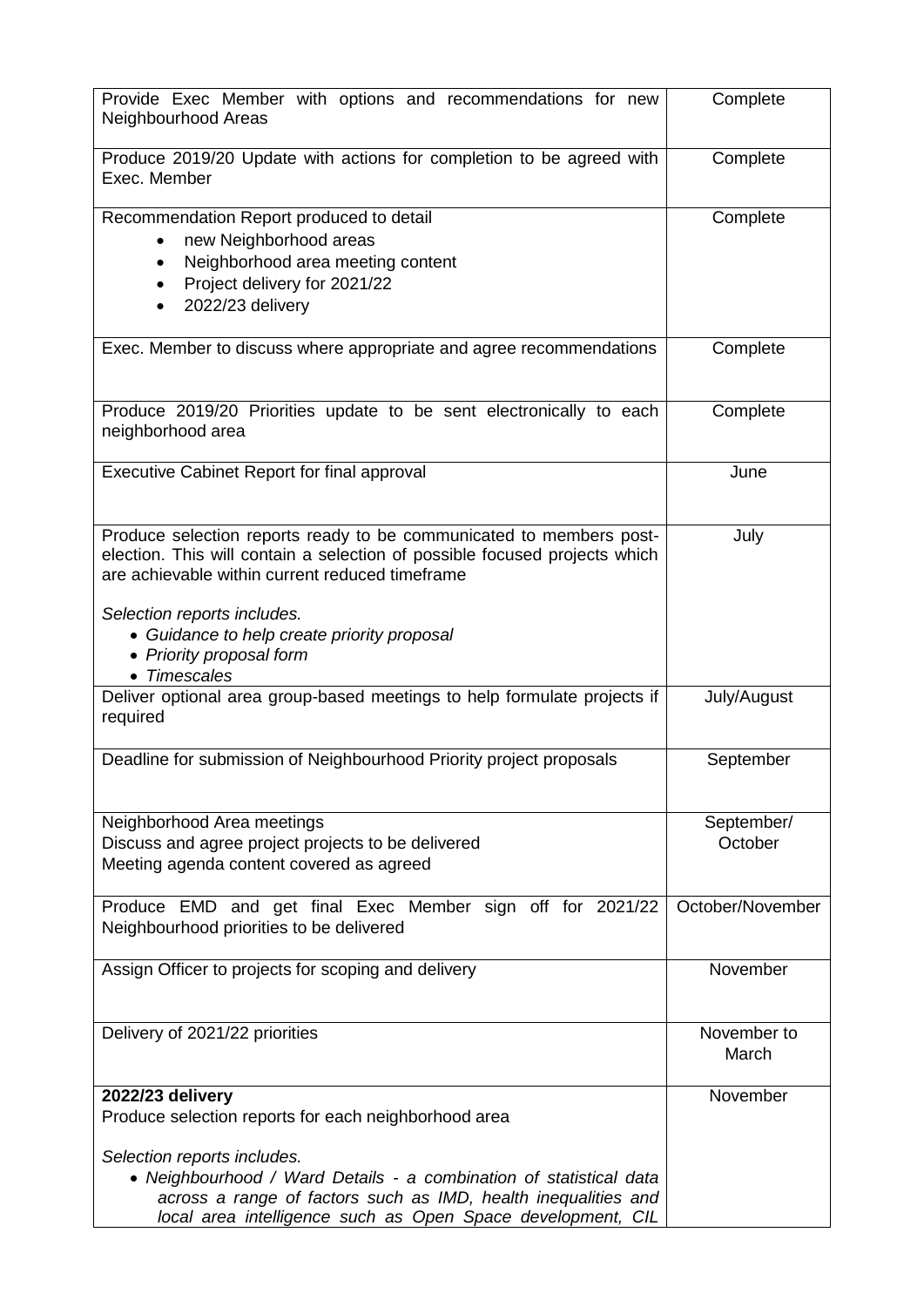| | |
|---|---|
| Provide Exec Member with options and recommendations for new Neighbourhood Areas | Complete |
| Produce 2019/20 Update with actions for completion to be agreed with Exec. Member | Complete |
| Recommendation Report produced to detail<br>• new Neighborhood areas<br>• Neighborhood area meeting content<br>• Project delivery for 2021/22<br>• 2022/23 delivery | Complete |
| Exec. Member to discuss where appropriate and agree recommendations | Complete |
| Produce 2019/20 Priorities update to be sent electronically to each neighborhood area | Complete |
| Executive Cabinet Report for final approval | June |
| Produce selection reports ready to be communicated to members post-election. This will contain a selection of possible focused projects which are achievable within current reduced timeframe<br><br>*Selection reports includes.*<br>• *Guidance to help create priority proposal*<br>• *Priority proposal form*<br>• *Timescales* | July |
| Deliver optional area group-based meetings to help formulate projects if required | July/August |
| Deadline for submission of Neighbourhood Priority project proposals | September |
| Neighborhood Area meetings<br>Discuss and agree project projects to be delivered<br>Meeting agenda content covered as agreed | September/ October |
| Produce EMD and get final Exec Member sign off for 2021/22 Neighbourhood priorities to be delivered | October/November |
| Assign Officer to projects for scoping and delivery | November |
| Delivery of 2021/22 priorities | November to March |
| **2022/23 delivery**<br>Produce selection reports for each neighborhood area<br><br>*Selection reports includes.*<br>• *Neighbourhood / Ward Details - a combination of statistical data across a range of factors such as IMD, health inequalities and local area intelligence such as Open Space development, CIL* | November |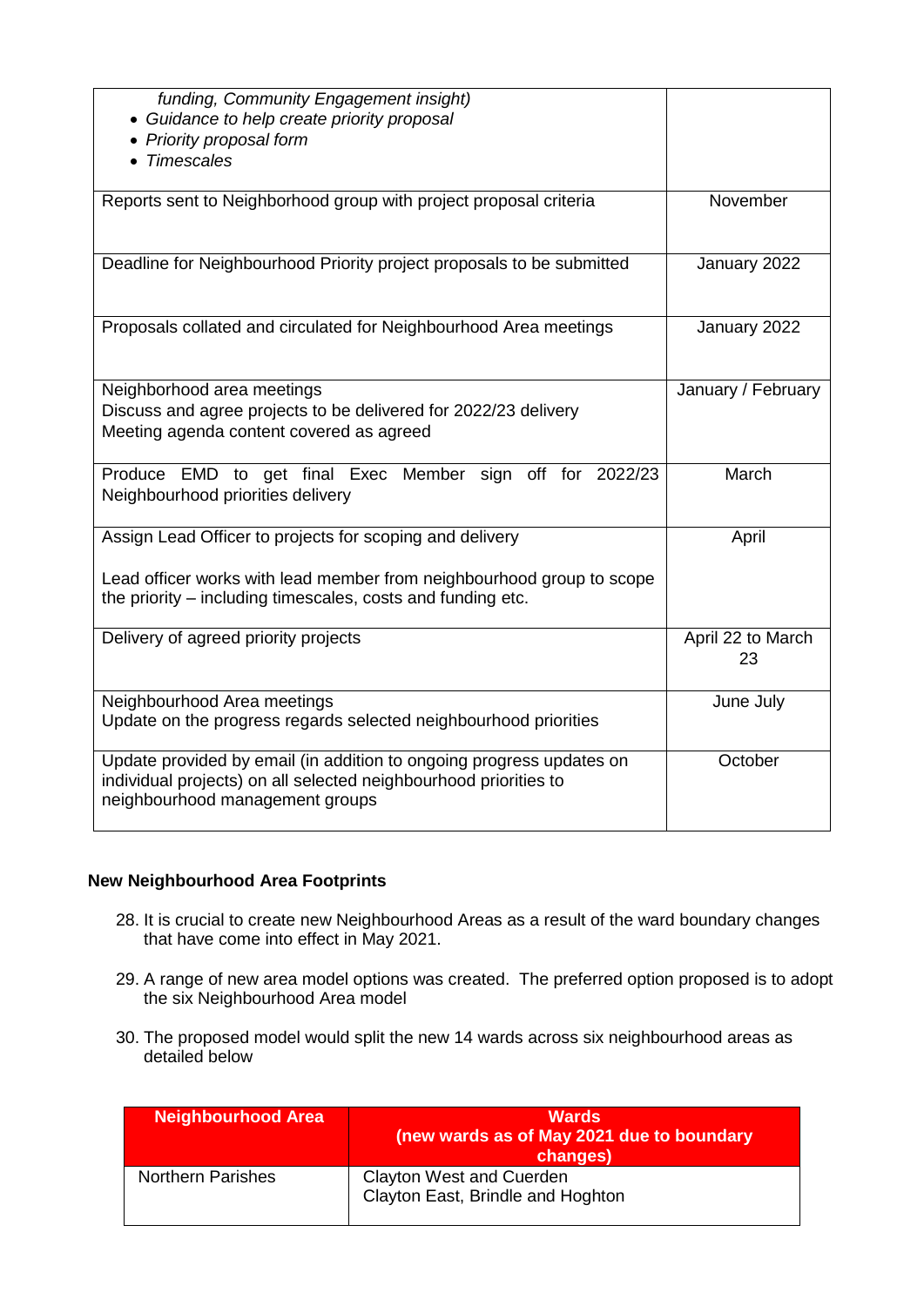| | |
|---|---|
| *funding, Community Engagement insight)*<br>• *Guidance to help create priority proposal*<br>• *Priority proposal form*<br>• *Timescales* | |
| Reports sent to Neighborhood group with project proposal criteria | November |
| Deadline for Neighbourhood Priority project proposals to be submitted | January 2022 |
| Proposals collated and circulated for Neighbourhood Area meetings | January 2022 |
| Neighborhood area meetings<br>Discuss and agree projects to be delivered for 2022/23 delivery<br>Meeting agenda content covered as agreed | January / February |
| Produce EMD to get final Exec Member sign off for 2022/23 Neighbourhood priorities delivery | March |
| Assign Lead Officer to projects for scoping and delivery<br><br>Lead officer works with lead member from neighbourhood group to scope the priority – including timescales, costs and funding etc. | April |
| Delivery of agreed priority projects | April 22 to March 23 |
| Neighbourhood Area meetings<br>Update on the progress regards selected neighbourhood priorities | June July |
| Update provided by email (in addition to ongoing progress updates on individual projects) on all selected neighbourhood priorities to neighbourhood management groups | October |

**New Neighbourhood Area Footprints**

28. It is crucial to create new Neighbourhood Areas as a result of the ward boundary changes that have come into effect in May 2021.

29. A range of new area model options was created. The preferred option proposed is to adopt the six Neighbourhood Area model

30. The proposed model would split the new 14 wards across six neighbourhood areas as detailed below

| Neighbourhood Area | Wards (new wards as of May 2021 due to boundary changes) |
|---|---|
| Northern Parishes | Clayton West and Cuerden<br>Clayton East, Brindle and Hoghton |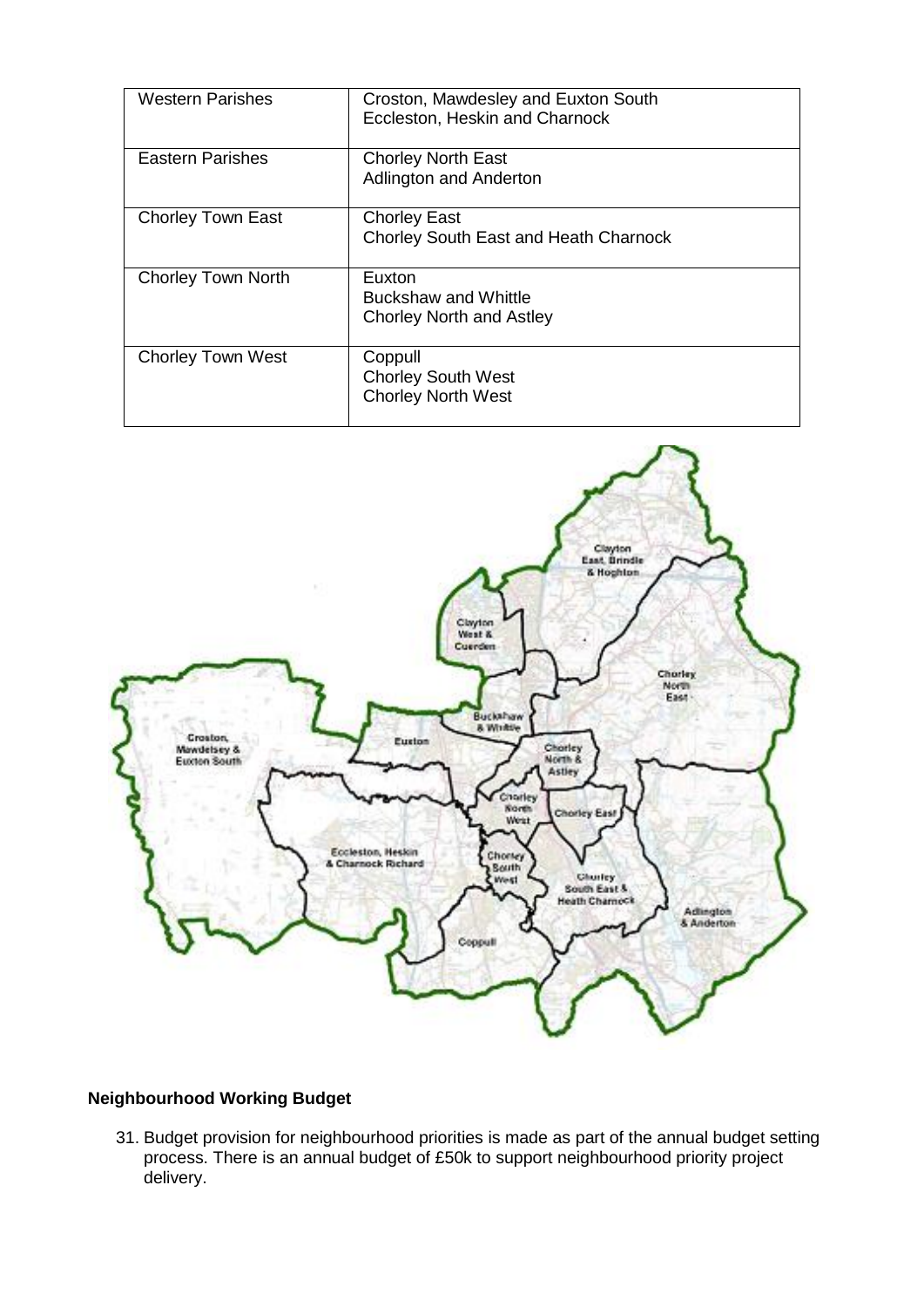| | |
|---|---|
| Western Parishes | Croston, Mawdesley and Euxton South<br>Eccleston, Heskin and Charnock |
| Eastern Parishes | Chorley North East<br>Adlington and Anderton |
| Chorley Town East | Chorley East<br>Chorley South East and Heath Charnock |
| Chorley Town North | Euxton<br>Buckshaw and Whittle<br>Chorley North and Astley |
| Chorley Town West | Coppull<br>Chorley South West<br>Chorley North West |

**Neighbourhood Working Budget**

31. Budget provision for neighbourhood priorities is made as part of the annual budget setting process. There is an annual budget of £50k to support neighbourhood priority project delivery.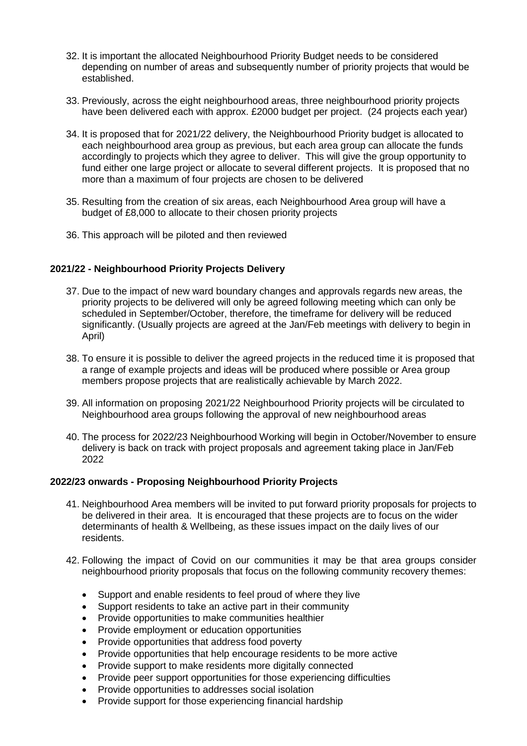32. It is important the allocated Neighbourhood Priority Budget needs to be considered depending on number of areas and subsequently number of priority projects that would be established.

33. Previously, across the eight neighbourhood areas, three neighbourhood priority projects have been delivered each with approx. £2000 budget per project. (24 projects each year)

34. It is proposed that for 2021/22 delivery, the Neighbourhood Priority budget is allocated to each neighbourhood area group as previous, but each area group can allocate the funds accordingly to projects which they agree to deliver. This will give the group opportunity to fund either one large project or allocate to several different projects. It is proposed that no more than a maximum of four projects are chosen to be delivered

35. Resulting from the creation of six areas, each Neighbourhood Area group will have a budget of £8,000 to allocate to their chosen priority projects

36. This approach will be piloted and then reviewed

### 2021/22 - Neighbourhood Priority Projects Delivery

37. Due to the impact of new ward boundary changes and approvals regards new areas, the priority projects to be delivered will only be agreed following meeting which can only be scheduled in September/October, therefore, the timeframe for delivery will be reduced significantly. (Usually projects are agreed at the Jan/Feb meetings with delivery to begin in April)

38. To ensure it is possible to deliver the agreed projects in the reduced time it is proposed that a range of example projects and ideas will be produced where possible or Area group members propose projects that are realistically achievable by March 2022.

39. All information on proposing 2021/22 Neighbourhood Priority projects will be circulated to Neighbourhood area groups following the approval of new neighbourhood areas

40. The process for 2022/23 Neighbourhood Working will begin in October/November to ensure delivery is back on track with project proposals and agreement taking place in Jan/Feb 2022

### 2022/23 onwards - Proposing Neighbourhood Priority Projects

41. Neighbourhood Area members will be invited to put forward priority proposals for projects to be delivered in their area. It is encouraged that these projects are to focus on the wider determinants of health & Wellbeing, as these issues impact on the daily lives of our residents.

42. Following the impact of Covid on our communities it may be that area groups consider neighbourhood priority proposals that focus on the following community recovery themes:

    - Support and enable residents to feel proud of where they live
    - Support residents to take an active part in their community
    - Provide opportunities to make communities healthier
    - Provide employment or education opportunities
    - Provide opportunities that address food poverty
    - Provide opportunities that help encourage residents to be more active
    - Provide support to make residents more digitally connected
    - Provide peer support opportunities for those experiencing difficulties
    - Provide opportunities to addresses social isolation
    - Provide support for those experiencing financial hardship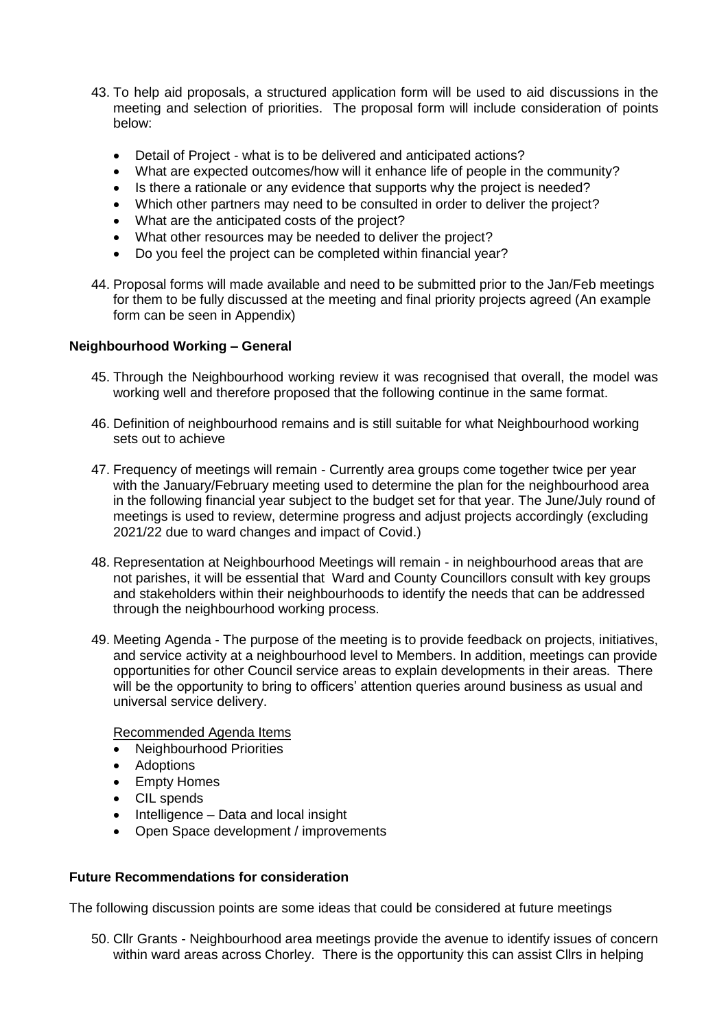43. To help aid proposals, a structured application form will be used to aid discussions in the meeting and selection of priorities. The proposal form will include consideration of points below:

    - Detail of Project - what is to be delivered and anticipated actions?
    - What are expected outcomes/how will it enhance life of people in the community?
    - Is there a rationale or any evidence that supports why the project is needed?
    - Which other partners may need to be consulted in order to deliver the project?
    - What are the anticipated costs of the project?
    - What other resources may be needed to deliver the project?
    - Do you feel the project can be completed within financial year?

44. Proposal forms will made available and need to be submitted prior to the Jan/Feb meetings for them to be fully discussed at the meeting and final priority projects agreed (An example form can be seen in Appendix)

**Neighbourhood Working – General**

45. Through the Neighbourhood working review it was recognised that overall, the model was working well and therefore proposed that the following continue in the same format.

46. Definition of neighbourhood remains and is still suitable for what Neighbourhood working sets out to achieve

47. Frequency of meetings will remain - Currently area groups come together twice per year with the January/February meeting used to determine the plan for the neighbourhood area in the following financial year subject to the budget set for that year. The June/July round of meetings is used to review, determine progress and adjust projects accordingly (excluding 2021/22 due to ward changes and impact of Covid.)

48. Representation at Neighbourhood Meetings will remain - in neighbourhood areas that are not parishes, it will be essential that Ward and County Councillors consult with key groups and stakeholders within their neighbourhoods to identify the needs that can be addressed through the neighbourhood working process.

49. Meeting Agenda - The purpose of the meeting is to provide feedback on projects, initiatives, and service activity at a neighbourhood level to Members. In addition, meetings can provide opportunities for other Council service areas to explain developments in their areas. There will be the opportunity to bring to officers' attention queries around business as usual and universal service delivery.

    Recommended Agenda Items

    - Neighbourhood Priorities
    - Adoptions
    - Empty Homes
    - CIL spends
    - Intelligence – Data and local insight
    - Open Space development / improvements

**Future Recommendations for consideration**

The following discussion points are some ideas that could be considered at future meetings

50. Cllr Grants - Neighbourhood area meetings provide the avenue to identify issues of concern within ward areas across Chorley. There is the opportunity this can assist Cllrs in helping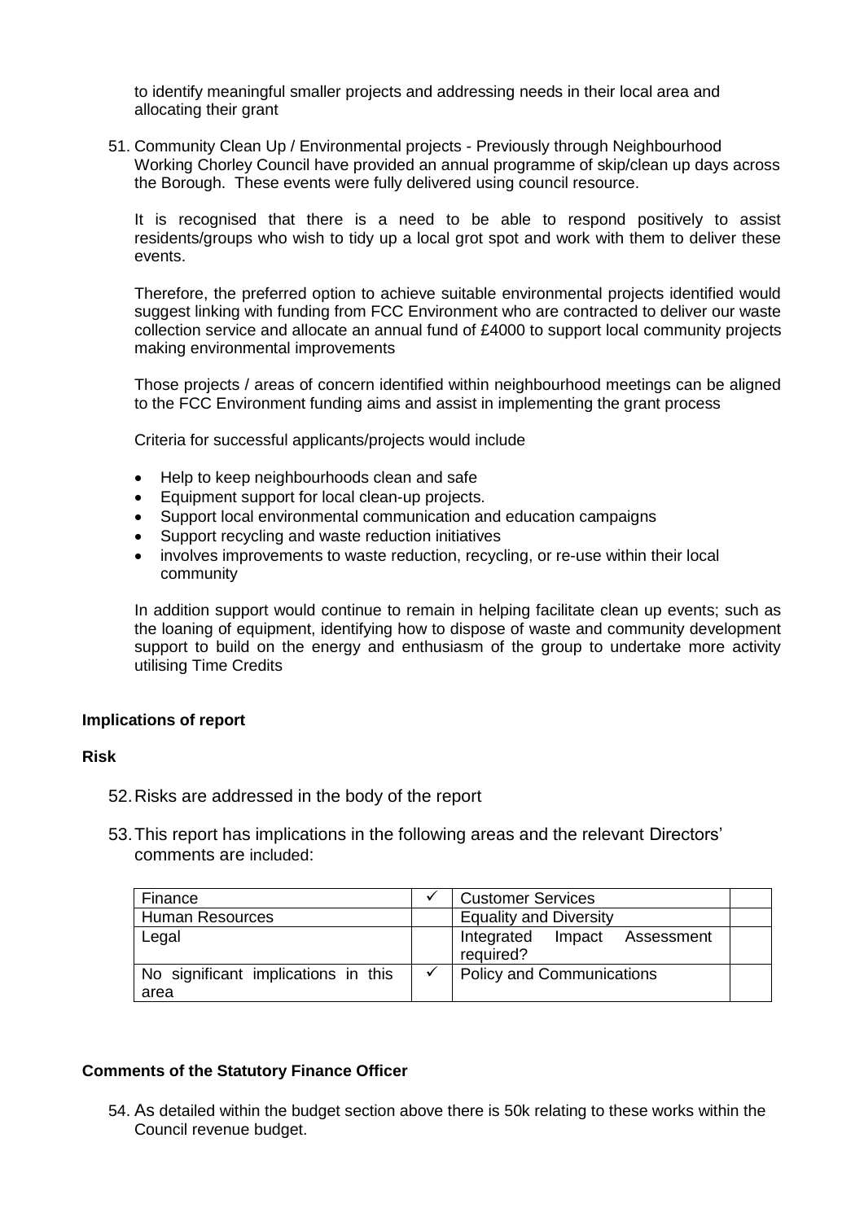to identify meaningful smaller projects and addressing needs in their local area and allocating their grant

51. Community Clean Up / Environmental projects - Previously through Neighbourhood Working Chorley Council have provided an annual programme of skip/clean up days across the Borough. These events were fully delivered using council resource.

    It is recognised that there is a need to be able to respond positively to assist residents/groups who wish to tidy up a local grot spot and work with them to deliver these events.

    Therefore, the preferred option to achieve suitable environmental projects identified would suggest linking with funding from FCC Environment who are contracted to deliver our waste collection service and allocate an annual fund of £4000 to support local community projects making environmental improvements

    Those projects / areas of concern identified within neighbourhood meetings can be aligned to the FCC Environment funding aims and assist in implementing the grant process

    Criteria for successful applicants/projects would include

    - Help to keep neighbourhoods clean and safe
    - Equipment support for local clean-up projects.
    - Support local environmental communication and education campaigns
    - Support recycling and waste reduction initiatives
    - involves improvements to waste reduction, recycling, or re-use within their local community

    In addition support would continue to remain in helping facilitate clean up events; such as the loaning of equipment, identifying how to dispose of waste and community development support to build on the energy and enthusiasm of the group to undertake more activity utilising Time Credits

**Implications of report**

**Risk**

52. Risks are addressed in the body of the report

53. This report has implications in the following areas and the relevant Directors' comments are included:

| Finance | ✓ | Customer Services | |
|---|---|---|---|
| Human Resources | | Equality and Diversity | |
| Legal | | Integrated Impact Assessment required? | |
| No significant implications in this area | ✓ | Policy and Communications | |

**Comments of the Statutory Finance Officer**

54. As detailed within the budget section above there is 50k relating to these works within the Council revenue budget.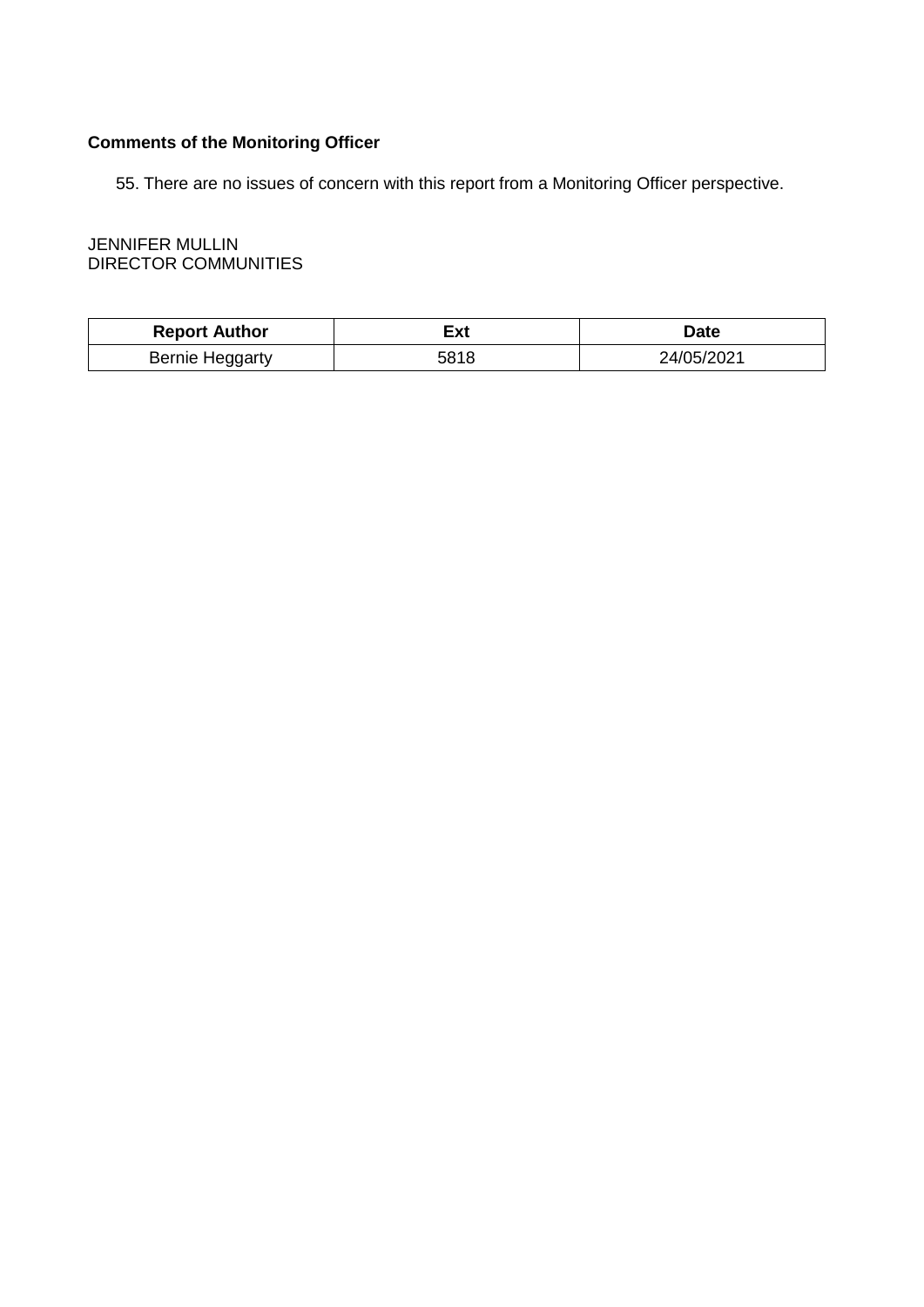**Comments of the Monitoring Officer**

55. There are no issues of concern with this report from a Monitoring Officer perspective.

JENNIFER MULLIN
DIRECTOR COMMUNITIES

| Report Author | Ext | Date |
|---|---|---|
| Bernie Heggarty | 5818 | 24/05/2021 |